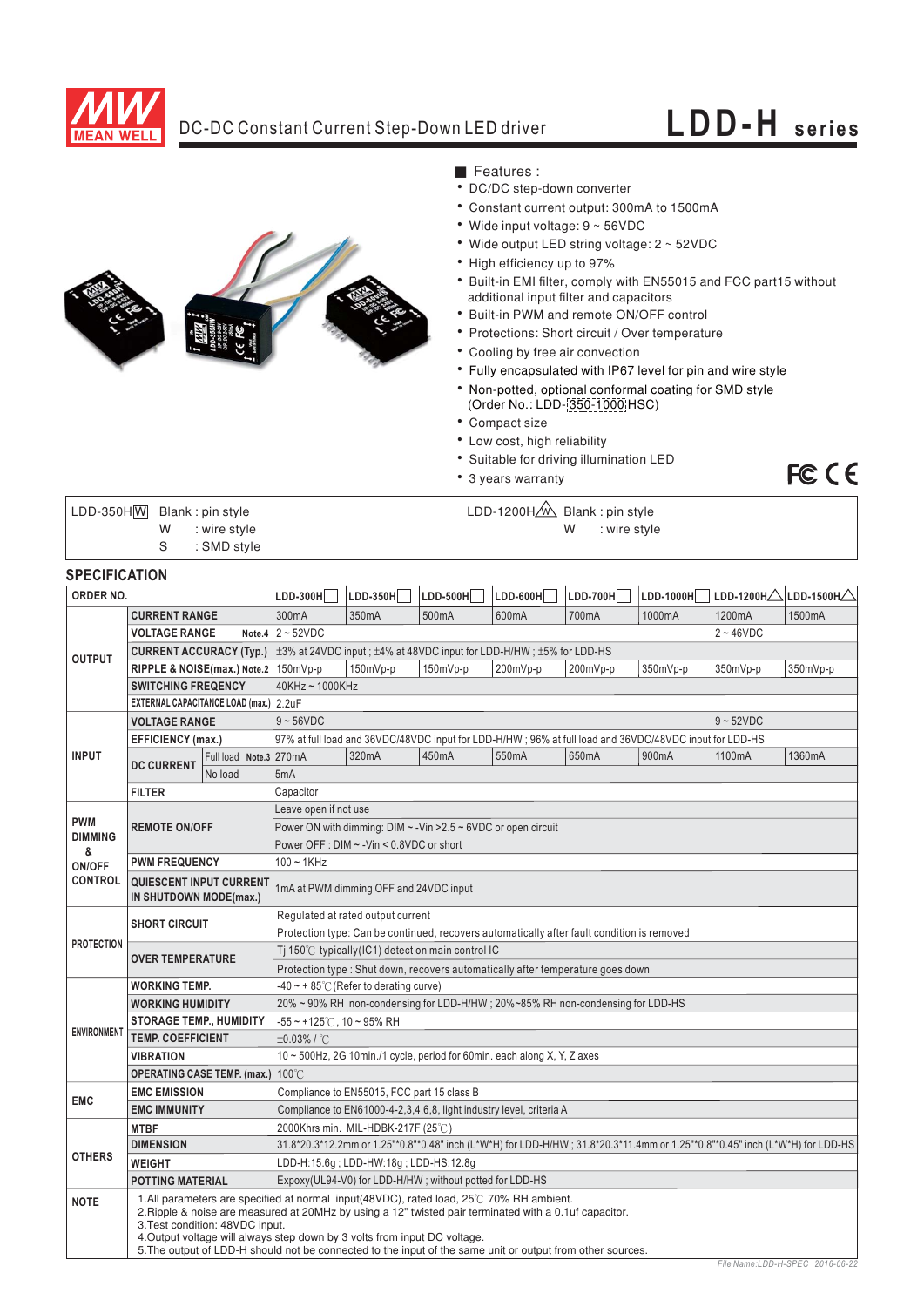# DC-DC Constant Current Step-Down LED driver

## LDD-H series

■ Features :

- DC/DC step-down converter
- Constant current output: 300mA to 1500mA
- Wide input voltage: 9 ~ 56VDC
- Wide output LED string voltage: 2 ~ 52VDC
- High efficiency up to 97%
- Built-in EMI filter, comply with EN55015 and FCC part15 without additional input filter and capacitors
- Built-in PWM and remote ON/OFF control
- Protections: Short circuit / Over temperature
- Cooling by free air convection
- Fully encapsulated with IP67 level for pin and wire style
- Non-potted, optional conformal coating for SMD style (Order No.: LDD-[350-1000]HSC)
- Compact size
- Low cost, high reliability
- Suitable for driving illumination LED
- 3 years warranty

| LDD-350H[W] | Blank : pin style | LDD-1200H[W] | Blank : pin style |
|---|---|---|---|
| | W : wire style | | W : wire style |
| | S : SMD style | | |

## SPECIFICATION

| ORDER NO. | | | LDD-300H | LDD-350H | LDD-500H | LDD-600H | LDD-700H | LDD-1000H | LDD-1200H | LDD-1500H |
|---|---|---|---|---|---|---|---|---|---|---|
| OUTPUT | CURRENT RANGE | | 300mA | 350mA | 500mA | 600mA | 700mA | 1000mA | 1200mA | 1500mA |
| | VOLTAGE RANGE Note.4 | | 2 ~ 52VDC | | | | | | 2 ~ 46VDC | |
| | CURRENT ACCURACY (Typ.) | | ±3% at 24VDC input ; ±4% at 48VDC input for LDD-H/HW ; ±5% for LDD-HS | | | | | | | |
| | RIPPLE & NOISE(max.) Note.2 | | 150mVp-p | 150mVp-p | 150mVp-p | 200mVp-p | 200mVp-p | 350mVp-p | 350mVp-p | 350mVp-p |
| | SWITCHING FREQENCY | | 40KHz ~ 1000KHz | | | | | | | |
| | EXTERNAL CAPACITANCE LOAD (max.) | | 2.2uF | | | | | | | |
| INPUT | VOLTAGE RANGE | | 9 ~ 56VDC | | | | | | 9 ~ 52VDC | |
| | EFFICIENCY (max.) | | 97% at full load and 36VDC/48VDC input for LDD-H/HW ; 96% at full load and 36VDC/48VDC input for LDD-HS | | | | | | | |
| | DC CURRENT | Full load Note.3 | 270mA | 320mA | 450mA | 550mA | 650mA | 900mA | 1100mA | 1360mA |
| | | No load | 5mA | | | | | | | |
| | FILTER | | Capacitor | | | | | | | |
| PWM DIMMING & ON/OFF CONTROL | REMOTE ON/OFF | | Leave open if not use | | | | | | | |
| | | | Power ON with dimming: DIM ~ -Vin >2.5 ~ 6VDC or open circuit | | | | | | | |
| | | | Power OFF : DIM ~ -Vin < 0.8VDC or short | | | | | | | |
| | PWM FREQUENCY | | 100 ~ 1KHz | | | | | | | |
| | QUIESCENT INPUT CURRENT IN SHUTDOWN MODE(max.) | | 1mA at PWM dimming OFF and 24VDC input | | | | | | | |
| PROTECTION | SHORT CIRCUIT | | Regulated at rated output current | | | | | | | |
| | | | Protection type: Can be continued, recovers automatically after fault condition is removed | | | | | | | |
| | OVER TEMPERATURE | | Tj 150℃ typically(IC1) detect on main control IC | | | | | | | |
| | | | Protection type : Shut down, recovers automatically after temperature goes down | | | | | | | |
| ENVIRONMENT | WORKING TEMP. | | -40 ~ + 85℃ (Refer to derating curve) | | | | | | | |
| | WORKING HUMIDITY | | 20% ~ 90% RH non-condensing for LDD-H/HW ; 20%~85% RH non-condensing for LDD-HS | | | | | | | |
| | STORAGE TEMP., HUMIDITY | | -55 ~ +125℃, 10 ~ 95% RH | | | | | | | |
| | TEMP. COEFFICIENT | | ±0.03% / ℃ | | | | | | | |
| | VIBRATION | | 10 ~ 500Hz, 2G 10min./1 cycle, period for 60min. each along X, Y, Z axes | | | | | | | |
| | OPERATING CASE TEMP. (max.) | | 100℃ | | | | | | | |
| EMC | EMC EMISSION | | Compliance to EN55015, FCC part 15 class B | | | | | | | |
| | EMC IMMUNITY | | Compliance to EN61000-4-2,3,4,6,8, light industry level, criteria A | | | | | | | |
| OTHERS | MTBF | | 2000Khrs min. MIL-HDBK-217F (25℃) | | | | | | | |
| | DIMENSION | | 31.8*20.3*12.2mm or 1.25"*0.8"*0.48" inch (L*W*H) for LDD-H/HW ; 31.8*20.3*11.4mm or 1.25"*0.8"*0.45" inch (L*W*H) for LDD-HS | | | | | | | |
| | WEIGHT | | LDD-H:15.6g ; LDD-HW:18g ; LDD-HS:12.8g | | | | | | | |
| | POTTING MATERIAL | | Expoxy(UL94-V0) for LDD-H/HW ; without potted for LDD-HS | | | | | | | |

**NOTE**

1. All parameters are specified at normal input(48VDC), rated load, 25℃ 70% RH ambient.
2. Ripple & noise are measured at 20MHz by using a 12" twisted pair terminated with a 0.1uf capacitor.
3. Test condition: 48VDC input.
4. Output voltage will always step down by 3 volts from input DC voltage.
5. The output of LDD-H should not be connected to the input of the same unit or output from other sources.

File Name:LDD-H-SPEC 2016-06-22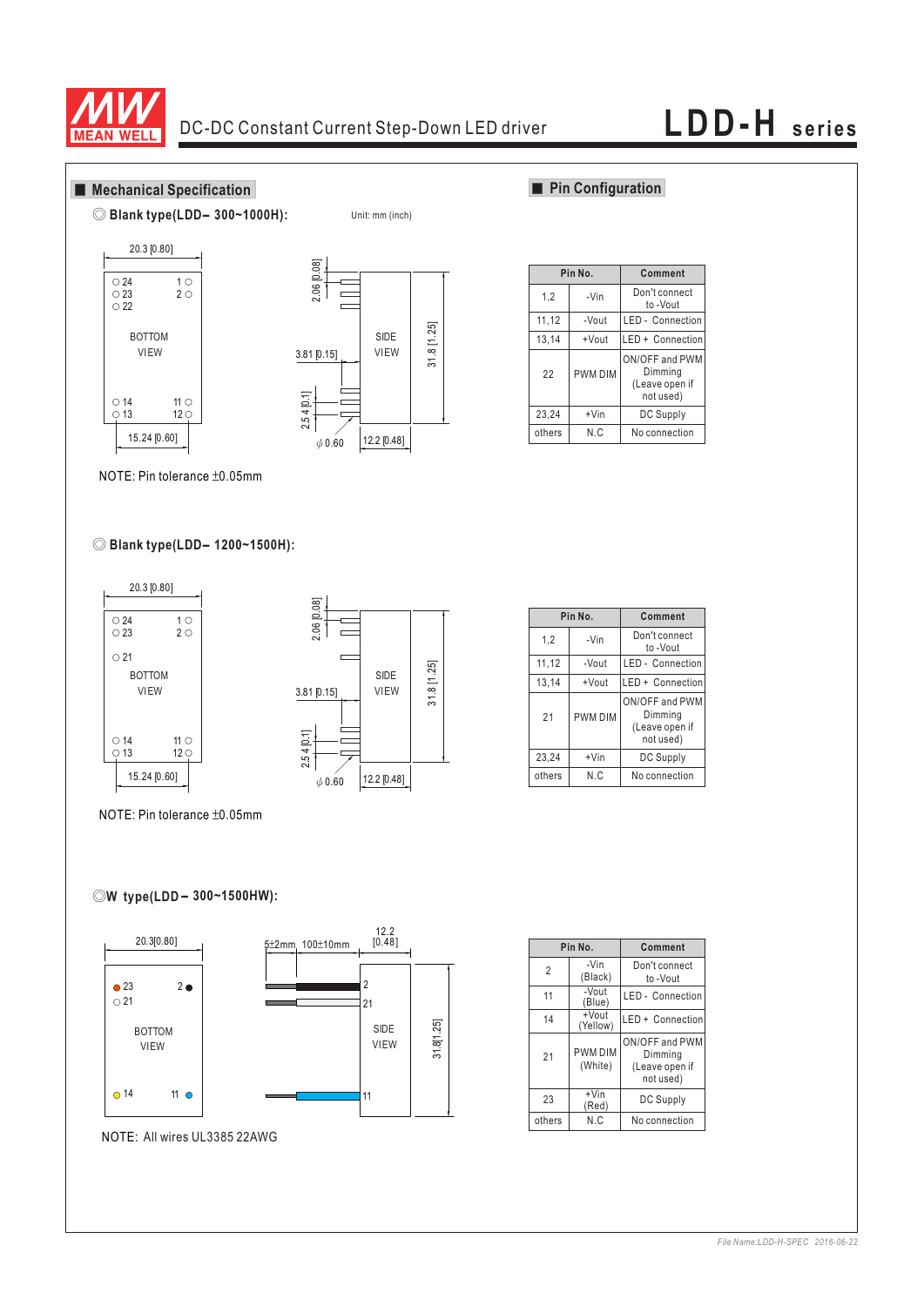## Mechanical Specification

◎ **Blank type(LDD– 300~1000H):**

Unit: mm (inch)

NOTE: Pin tolerance ±0.05mm

◎ **Blank type(LDD– 1200~1500H):**

NOTE: Pin tolerance ±0.05mm

◎ **W type(LDD – 300~1500HW):**

NOTE: All wires UL3385 22AWG

## Pin Configuration

| Pin No. | | Comment |
|---|---|---|
| 1,2 | -Vin | Don't connect to -Vout |
| 11,12 | -Vout | LED - Connection |
| 13,14 | +Vout | LED + Connection |
| 22 | PWM DIM | ON/OFF and PWM Dimming (Leave open if not used) |
| 23,24 | +Vin | DC Supply |
| others | N.C | No connection |

| Pin No. | | Comment |
|---|---|---|
| 1,2 | -Vin | Don't connect to -Vout |
| 11,12 | -Vout | LED - Connection |
| 13,14 | +Vout | LED + Connection |
| 21 | PWM DIM | ON/OFF and PWM Dimming (Leave open if not used) |
| 23,24 | +Vin | DC Supply |
| others | N.C | No connection |

| Pin No. | | Comment |
|---|---|---|
| 2 | -Vin (Black) | Don't connect to -Vout |
| 11 | -Vout (Blue) | LED - Connection |
| 14 | +Vout (Yellow) | LED + Connection |
| 21 | PWM DIM (White) | ON/OFF and PWM Dimming (Leave open if not used) |
| 23 | +Vin (Red) | DC Supply |
| others | N.C | No connection |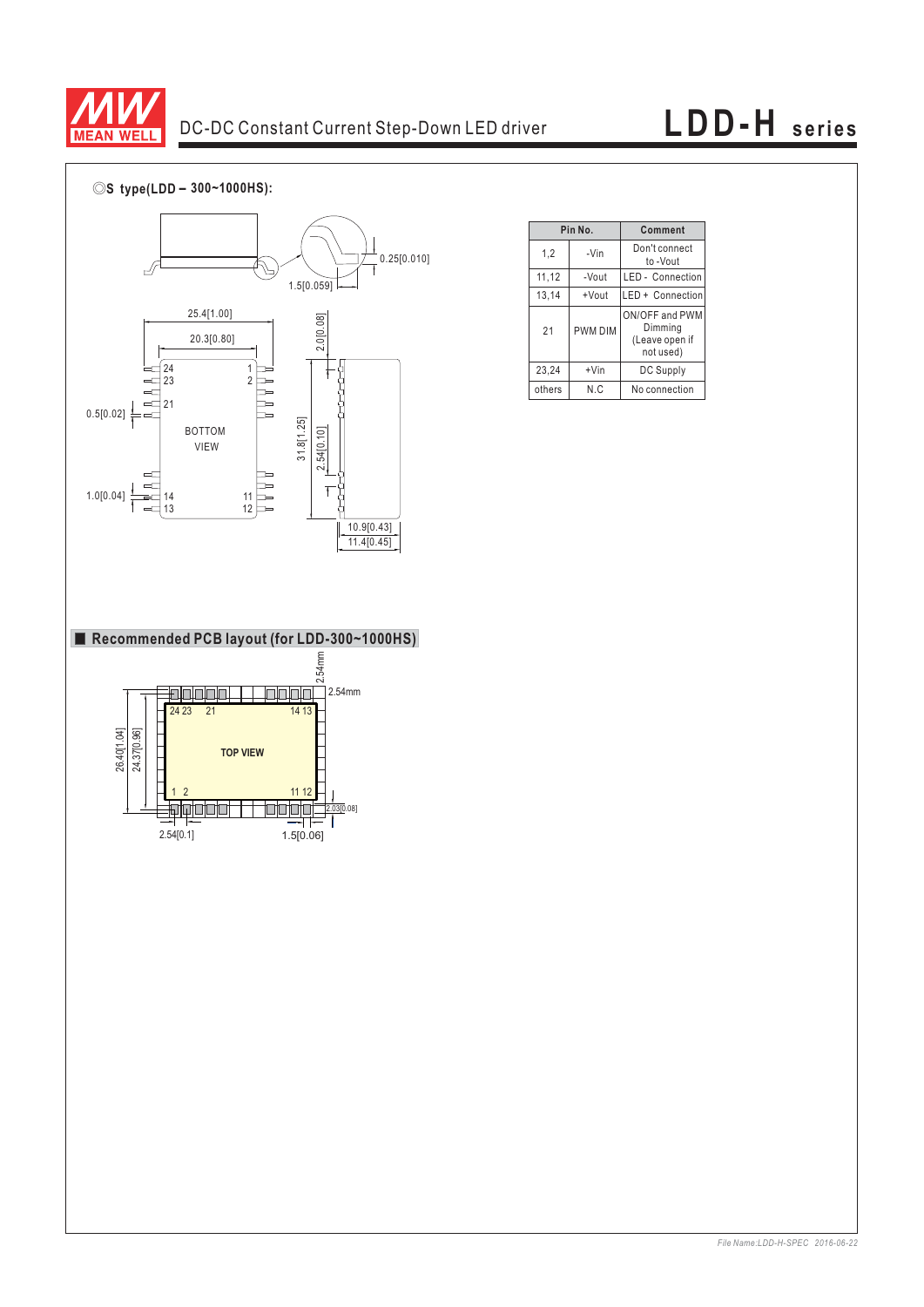◎S type(LDD – 300~1000HS):

25.4[1.00]

20.3[0.80]

0.25[0.010]

1.5[0.059]

2.0[0.08]

0.5[0.02]

BOTTOM VIEW

31.8[1.25]

2.54[0.10]

1.0[0.04]

10.9[0.43]

11.4[0.45]

| Pin No. | | Comment |
|---|---|---|
| 1,2 | -Vin | Don't connect to -Vout |
| 11,12 | -Vout | LED - Connection |
| 13,14 | +Vout | LED + Connection |
| 21 | PWM DIM | ON/OFF and PWM Dimming (Leave open if not used) |
| 23,24 | +Vin | DC Supply |
| others | N.C | No connection |

## ■ Recommended PCB layout (for LDD-300~1000HS)

TOP VIEW

2.54mm

2.54mm

26.40[1.04]

24.37[0.96]

2.03[0.08]

2.54[0.1]

1.5[0.06]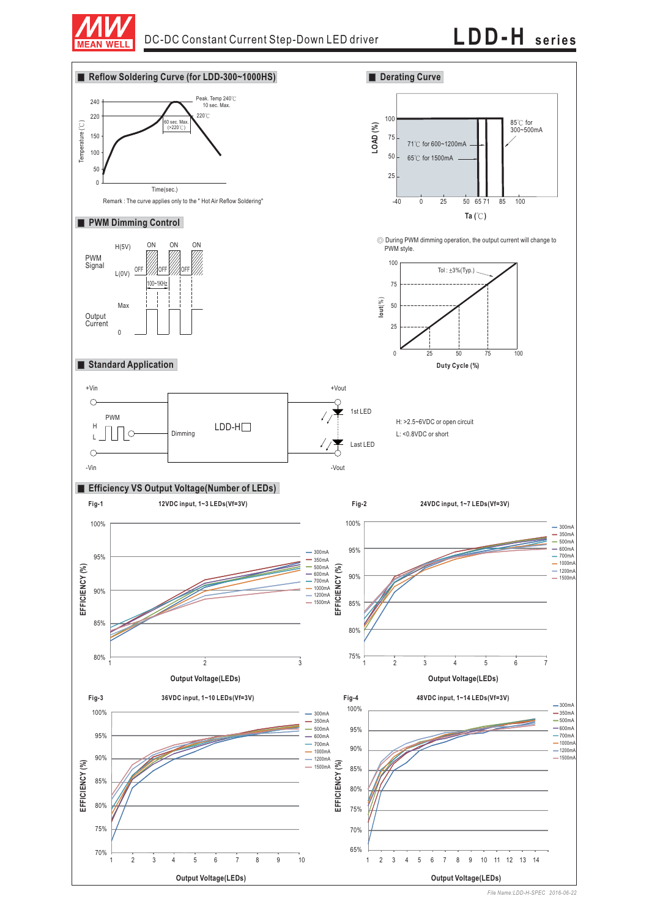# LDD-H series

DC-DC Constant Current Step-Down LED driver

## Reflow Soldering Curve (for LDD-300~1000HS)

Peak. Temp 240℃
10 sec. Max.
220℃
60 sec. Max. (>220℃)
Temperature (℃)
240
220
150
100
50
0
Time(sec.)

Remark : The curve applies only to the " Hot Air Reflow Soldering"

## Derating Curve

LOAD (%)
100
75
50
25
85℃ for 300~500mA
71℃ for 600~1200mA
65℃ for 1500mA
-40 0 25 50 65 71 85 100
Ta (℃)

## PWM Dimming Control

PWM Signal
H(5V)
L(0V)
ON ON ON
OFF OFF OFF
100~1KHz
Output Current
Max
0

◎ During PWM dimming operation, the output current will change to PWM style.

Iout(%)
100
75
50
25
0
Tol : ±3%(Typ.)
0 25 50 75 100
Duty Cycle (%)

## Standard Application

+Vin
PWM
H
L
-Vin
Dimming
LDD-H☐
+Vout
1st LED
Last LED
-Vout

H: >2.5~6VDC or open circuit
L: <0.8VDC or short

## Efficiency VS Output Voltage(Number of LEDs)

**Fig-1** 12VDC input, 1~3 LEDs(Vf=3V)

EFFICIENCY (%)
100%
95%
90%
85%
80%
1 2 3
Output Voltage(LEDs)
300mA
350mA
500mA
600mA
700mA
1000mA
1200mA
1500mA

**Fig-2** 24VDC input, 1~7 LEDs(Vf=3V)

EFFICIENCY (%)
100%
95%
90%
85%
80%
75%
1 2 3 4 5 6 7
Output Voltage(LEDs)
300mA
350mA
500mA
600mA
700mA
1000mA
1200mA
1500mA

**Fig-3** 36VDC input, 1~10 LEDs(Vf=3V)

EFFICIENCY (%)
100%
95%
90%
85%
80%
75%
70%
1 2 3 4 5 6 7 8 9 10
Output Voltage(LEDs)
300mA
350mA
500mA
600mA
700mA
1000mA
1200mA
1500mA

**Fig-4** 48VDC input, 1~14 LEDs(Vf=3V)

EFFICIENCY (%)
100%
95%
90%
85%
80%
75%
70%
65%
1 2 3 4 5 6 7 8 9 10 11 12 13 14
Output Voltage(LEDs)
300mA
350mA
500mA
600mA
700mA
1000mA
1200mA
1500mA

File Name:LDD-H-SPEC 2016-06-22